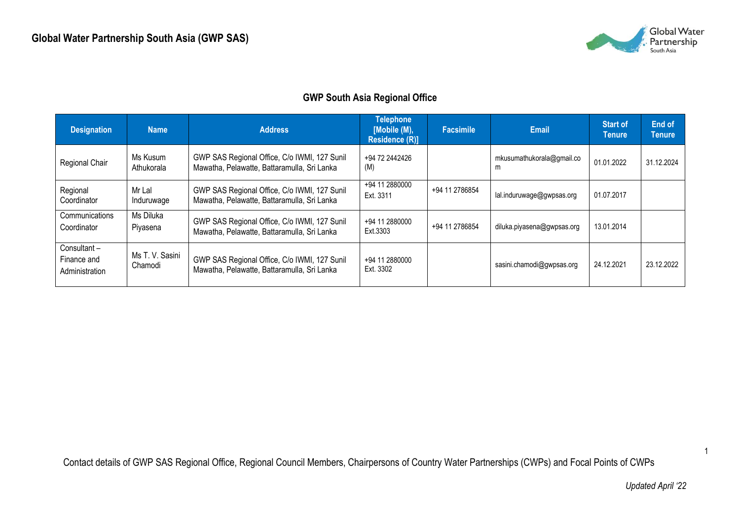# Global Water Partnership South Asia (GWP SAS)

## GWP South Asia Regional Office

| Designation | Name | Address | Telephone [Mobile (M), Residence (R)] | Facsimile | Email | Start of Tenure | End of Tenure |
|---|---|---|---|---|---|---|---|
| Regional Chair | Ms Kusum Athukorala | GWP SAS Regional Office, C/o IWMI, 127 Sunil Mawatha, Pelawatte, Battaramulla, Sri Lanka | +94 72 2442426 (M) | | mkusumathukorala@gmail.com | 01.01.2022 | 31.12.2024 |
| Regional Coordinator | Mr Lal Induruwage | GWP SAS Regional Office, C/o IWMI, 127 Sunil Mawatha, Pelawatte, Battaramulla, Sri Lanka | +94 11 2880000 Ext. 3311 | +94 11 2786854 | lal.induruwage@gwpsas.org | 01.07.2017 | |
| Communications Coordinator | Ms Diluka Piyasena | GWP SAS Regional Office, C/o IWMI, 127 Sunil Mawatha, Pelawatte, Battaramulla, Sri Lanka | +94 11 2880000 Ext.3303 | +94 11 2786854 | diluka.piyasena@gwpsas.org | 13.01.2014 | |
| Consultant – Finance and Administration | Ms T. V. Sasini Chamodi | GWP SAS Regional Office, C/o IWMI, 127 Sunil Mawatha, Pelawatte, Battaramulla, Sri Lanka | +94 11 2880000 Ext. 3302 | | sasini.chamodi@gwpsas.org | 24.12.2021 | 23.12.2022 |

Contact details of GWP SAS Regional Office, Regional Council Members, Chairpersons of Country Water Partnerships (CWPs) and Focal Points of CWPs

*Updated April '22*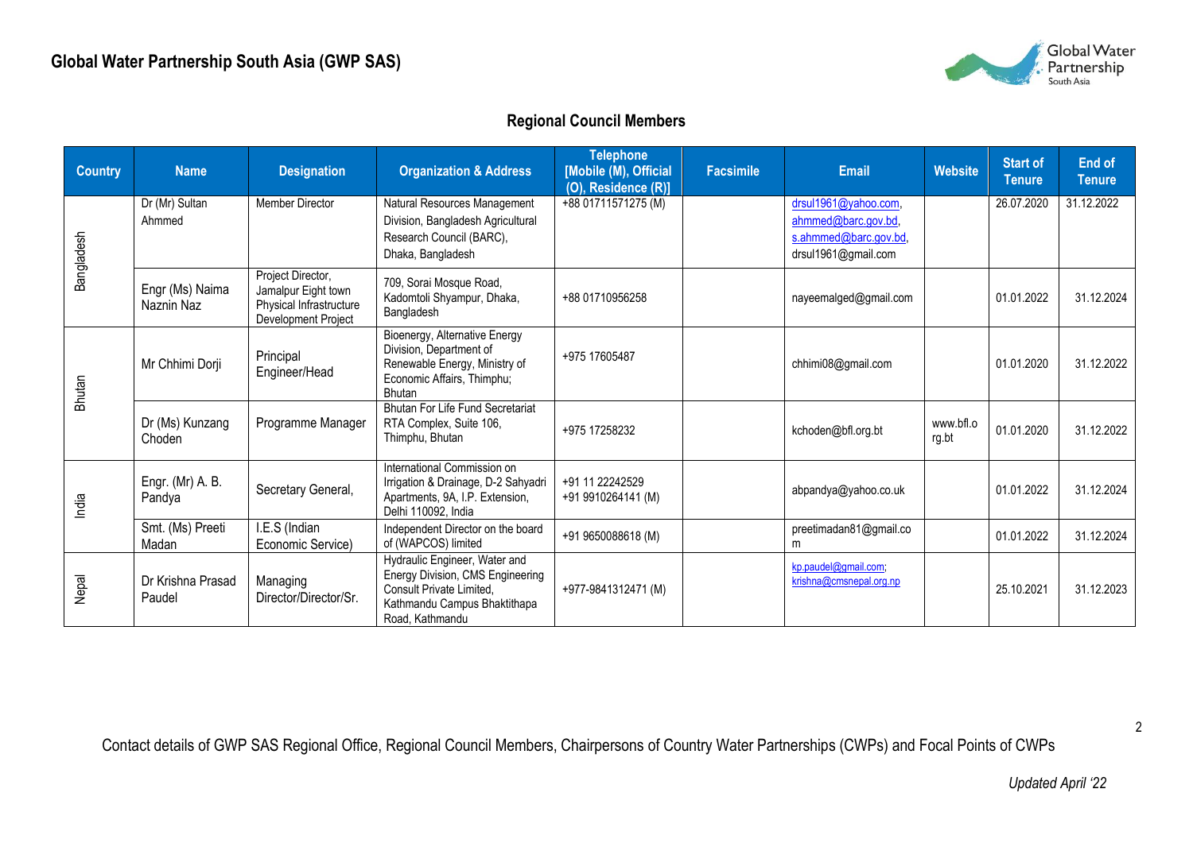## Global Water Partnership South Asia (GWP SAS)

### Regional Council Members

| Country | Name | Designation | Organization & Address | Telephone [Mobile (M), Official (O), Residence (R)] | Facsimile | Email | Website | Start of Tenure | End of Tenure |
|---|---|---|---|---|---|---|---|---|---|
| Bangladesh | Dr (Mr) Sultan Ahmmed | Member Director | Natural Resources Management Division, Bangladesh Agricultural Research Council (BARC), Dhaka, Bangladesh | +88 01711571275 (M) | | drsul1961@yahoo.com, ahmmed@barc.gov.bd, s.ahmmed@barc.gov.bd, drsul1961@gmail.com | | 26.07.2020 | 31.12.2022 |
| | Engr (Ms) Naima Naznin Naz | Project Director, Jamalpur Eight town Physical Infrastructure Development Project | 709, Sorai Mosque Road, Kadomtoli Shyampur, Dhaka, Bangladesh | +88 01710956258 | | nayeemalged@gmail.com | | 01.01.2022 | 31.12.2024 |
| Bhutan | Mr Chhimi Dorji | Principal Engineer/Head | Bioenergy, Alternative Energy Division, Department of Renewable Energy, Ministry of Economic Affairs, Thimphu; Bhutan | +975 17605487 | | chhimi08@gmail.com | | 01.01.2020 | 31.12.2022 |
| | Dr (Ms) Kunzang Choden | Programme Manager | Bhutan For Life Fund Secretariat RTA Complex, Suite 106, Thimphu, Bhutan | +975 17258232 | | kchoden@bfl.org.bt | www.bfl.org.bt | 01.01.2020 | 31.12.2022 |
| India | Engr. (Mr) A. B. Pandya | Secretary General, | International Commission on Irrigation & Drainage, D-2 Sahyadri Apartments, 9A, I.P. Extension, Delhi 110092, India | +91 11 22242529 +91 9910264141 (M) | | abpandya@yahoo.co.uk | | 01.01.2022 | 31.12.2024 |
| | Smt. (Ms) Preeti Madan | I.E.S (Indian Economic Service) | Independent Director on the board of (WAPCOS) limited | +91 9650088618 (M) | | preetimadan81@gmail.com | | 01.01.2022 | 31.12.2024 |
| Nepal | Dr Krishna Prasad Paudel | Managing Director/Director/Sr. | Hydraulic Engineer, Water and Energy Division, CMS Engineering Consult Private Limited, Kathmandu Campus Bhaktithapa Road, Kathmandu | +977-9841312471 (M) | | kp.paudel@gmail.com; krishna@cmsnepal.org.np | | 25.10.2021 | 31.12.2023 |

Contact details of GWP SAS Regional Office, Regional Council Members, Chairpersons of Country Water Partnerships (CWPs) and Focal Points of CWPs

*Updated April '22*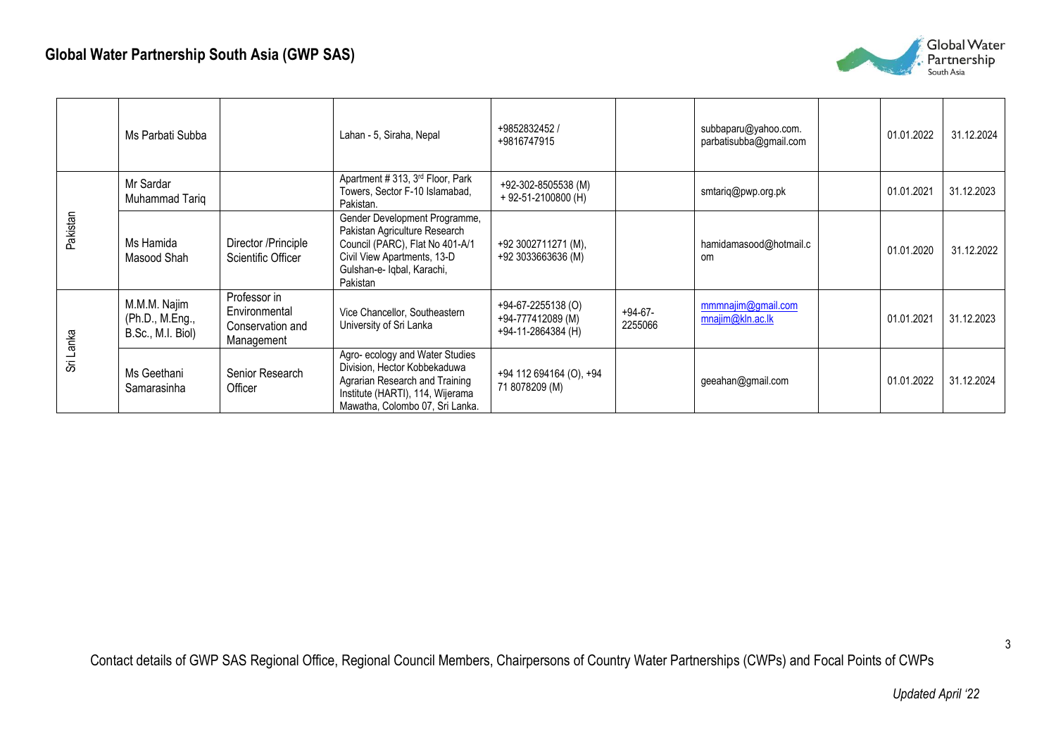| | | | | | | | | | |
|---|---|---|---|---|---|---|---|---|---|
| | Ms Parbati Subba | | Lahan - 5, Siraha, Nepal | +9852832452 / +9816747915 | | subbaparu@yahoo.com. parbatisubba@gmail.com | | 01.01.2022 | 31.12.2024 |
| Pakistan | Mr Sardar Muhammad Tariq | | Apartment # 313, 3rd Floor, Park Towers, Sector F-10 Islamabad, Pakistan. | +92-302-8505538 (M) + 92-51-2100800 (H) | | smtariq@pwp.org.pk | | 01.01.2021 | 31.12.2023 |
| | Ms Hamida Masood Shah | Director /Principle Scientific Officer | Gender Development Programme, Pakistan Agriculture Research Council (PARC), Flat No 401-A/1 Civil View Apartments, 13-D Gulshan-e- Iqbal, Karachi, Pakistan | +92 3002711271 (M), +92 3033663636 (M) | | hamidamasood@hotmail.com | | 01.01.2020 | 31.12.2022 |
| Sri Lanka | M.M.M. Najim (Ph.D., M.Eng., B.Sc., M.I. Biol) | Professor in Environmental Conservation and Management | Vice Chancellor, Southeastern University of Sri Lanka | +94-67-2255138 (O) +94-777412089 (M) +94-11-2864384 (H) | +94-67-2255066 | mmmnajim@gmail.com mnajim@kln.ac.lk | | 01.01.2021 | 31.12.2023 |
| | Ms Geethani Samarasinha | Senior Research Officer | Agro- ecology and Water Studies Division, Hector Kobbekaduwa Agrarian Research and Training Institute (HARTI), 114, Wijerama Mawatha, Colombo 07, Sri Lanka. | +94 112 694164 (O), +94 71 8078209 (M) | | geeahan@gmail.com | | 01.01.2022 | 31.12.2024 |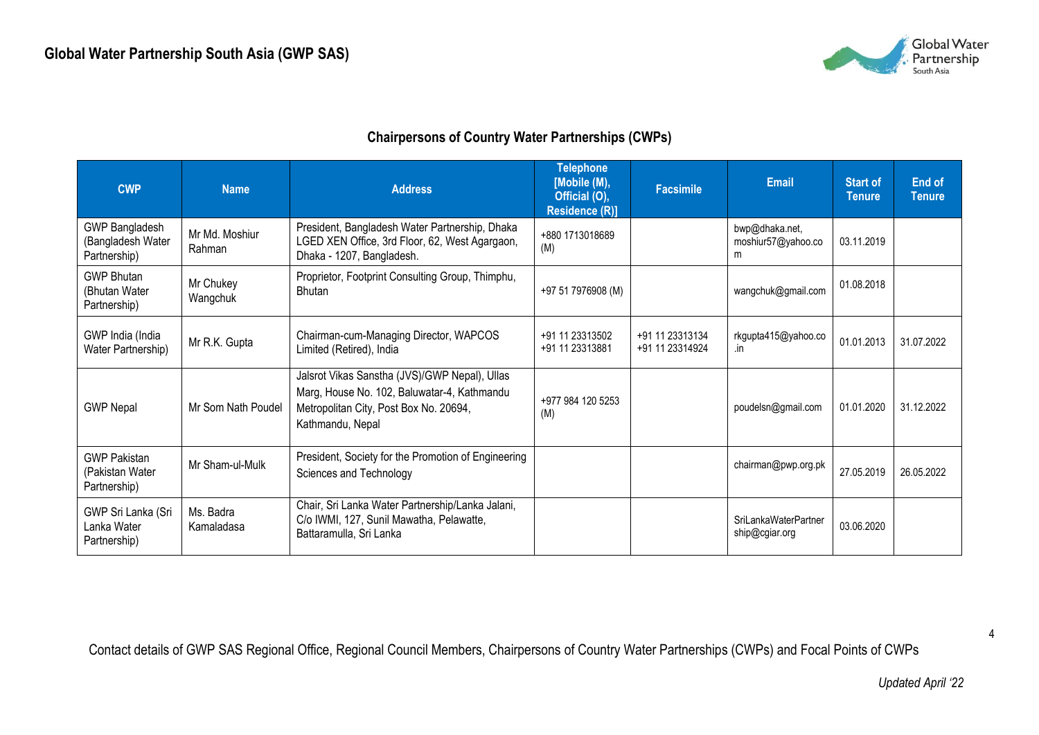## Chairpersons of Country Water Partnerships (CWPs)

| CWP | Name | Address | Telephone [Mobile (M), Official (O), Residence (R)] | Facsimile | Email | Start of Tenure | End of Tenure |
|---|---|---|---|---|---|---|---|
| GWP Bangladesh (Bangladesh Water Partnership) | Mr Md. Moshiur Rahman | President, Bangladesh Water Partnership, Dhaka LGED XEN Office, 3rd Floor, 62, West Agargaon, Dhaka - 1207, Bangladesh. | +880 1713018689 (M) | | bwp@dhaka.net, moshiur57@yahoo.com | 03.11.2019 | |
| GWP Bhutan (Bhutan Water Partnership) | Mr Chukey Wangchuk | Proprietor, Footprint Consulting Group, Thimphu, Bhutan | +97 51 7976908 (M) | | wangchuk@gmail.com | 01.08.2018 | |
| GWP India (India Water Partnership) | Mr R.K. Gupta | Chairman-cum-Managing Director, WAPCOS Limited (Retired), India | +91 11 23313502 +91 11 23313881 | +91 11 23313134 +91 11 23314924 | rkgupta415@yahoo.co.in | 01.01.2013 | 31.07.2022 |
| GWP Nepal | Mr Som Nath Poudel | Jalsrot Vikas Sanstha (JVS)/GWP Nepal), Ullas Marg, House No. 102, Baluwatar-4, Kathmandu Metropolitan City, Post Box No. 20694, Kathmandu, Nepal | +977 984 120 5253 (M) | | poudelsn@gmail.com | 01.01.2020 | 31.12.2022 |
| GWP Pakistan (Pakistan Water Partnership) | Mr Sham-ul-Mulk | President, Society for the Promotion of Engineering Sciences and Technology | | | chairman@pwp.org.pk | 27.05.2019 | 26.05.2022 |
| GWP Sri Lanka (Sri Lanka Water Partnership) | Ms. Badra Kamaladasa | Chair, Sri Lanka Water Partnership/Lanka Jalani, C/o IWMI, 127, Sunil Mawatha, Pelawatte, Battaramulla, Sri Lanka | | | SriLankaWaterPartnership@cgiar.org | 03.06.2020 | |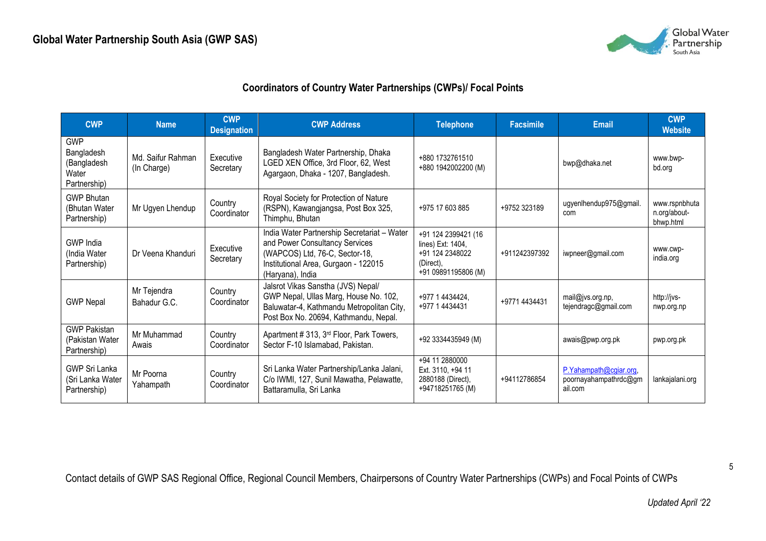# Global Water Partnership South Asia (GWP SAS)

## Coordinators of Country Water Partnerships (CWPs)/ Focal Points

| CWP | Name | CWP Designation | CWP Address | Telephone | Facsimile | Email | CWP Website |
|---|---|---|---|---|---|---|---|
| GWP Bangladesh (Bangladesh Water Partnership) | Md. Saifur Rahman (In Charge) | Executive Secretary | Bangladesh Water Partnership, Dhaka LGED XEN Office, 3rd Floor, 62, West Agargaon, Dhaka - 1207, Bangladesh. | +880 1732761510 +880 1942002200 (M) | | bwp@dhaka.net | www.bwp-bd.org |
| GWP Bhutan (Bhutan Water Partnership) | Mr Ugyen Lhendup | Country Coordinator | Royal Society for Protection of Nature (RSPN), Kawangjangsa, Post Box 325, Thimphu, Bhutan | +975 17 603 885 | +9752 323189 | ugyenlhendup975@gmail.com | www.rspnbhutan.org/about-bhwp.html |
| GWP India (India Water Partnership) | Dr Veena Khanduri | Executive Secretary | India Water Partnership Secretariat – Water and Power Consultancy Services (WAPCOS) Ltd, 76-C, Sector-18, Institutional Area, Gurgaon - 122015 (Haryana), India | +91 124 2399421 (16 lines) Ext: 1404, +91 124 2348022 (Direct), +91 09891195806 (M) | +911242397392 | iwpneer@gmail.com | www.cwp-india.org |
| GWP Nepal | Mr Tejendra Bahadur G.C. | Country Coordinator | Jalsrot Vikas Sanstha (JVS) Nepal/ GWP Nepal, Ullas Marg, House No. 102, Baluwatar-4, Kathmandu Metropolitan City, Post Box No. 20694, Kathmandu, Nepal. | +977 1 4434424, +977 1 4434431 | +9771 4434431 | mail@jvs.org.np, tejendragc@gmail.com | http://jvs-nwp.org.np |
| GWP Pakistan (Pakistan Water Partnership) | Mr Muhammad Awais | Country Coordinator | Apartment # 313, 3rd Floor, Park Towers, Sector F-10 Islamabad, Pakistan. | +92 3334435949 (M) | | awais@pwp.org.pk | pwp.org.pk |
| GWP Sri Lanka (Sri Lanka Water Partnership) | Mr Poorna Yahampath | Country Coordinator | Sri Lanka Water Partnership/Lanka Jalani, C/o IWMI, 127, Sunil Mawatha, Pelawatte, Battaramulla, Sri Lanka | +94 11 2880000 Ext. 3110, +94 11 2880188 (Direct), +94718251765 (M) | +94112786854 | P.Yahampath@cgiar.org, poornayahampathrdc@gmail.com | lankajalani.org |

Contact details of GWP SAS Regional Office, Regional Council Members, Chairpersons of Country Water Partnerships (CWPs) and Focal Points of CWPs

*Updated April '22*